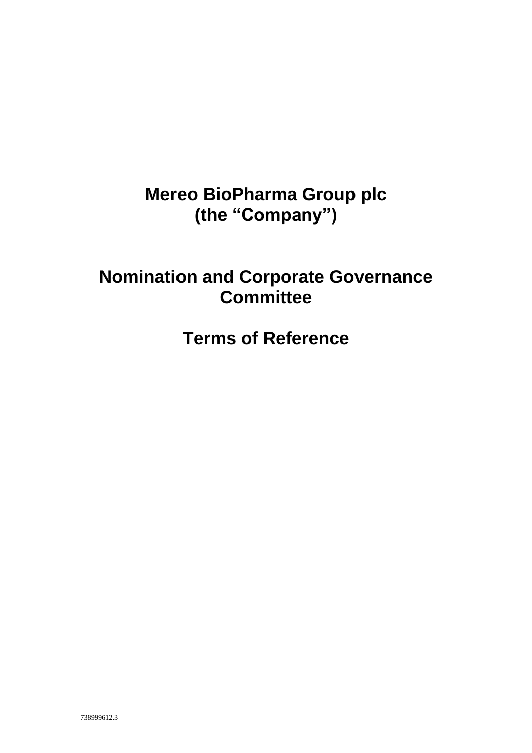# Mereo BioPharma Group plc
# (the "Company")

# Nomination and Corporate Governance Committee

# Terms of Reference

738999612.3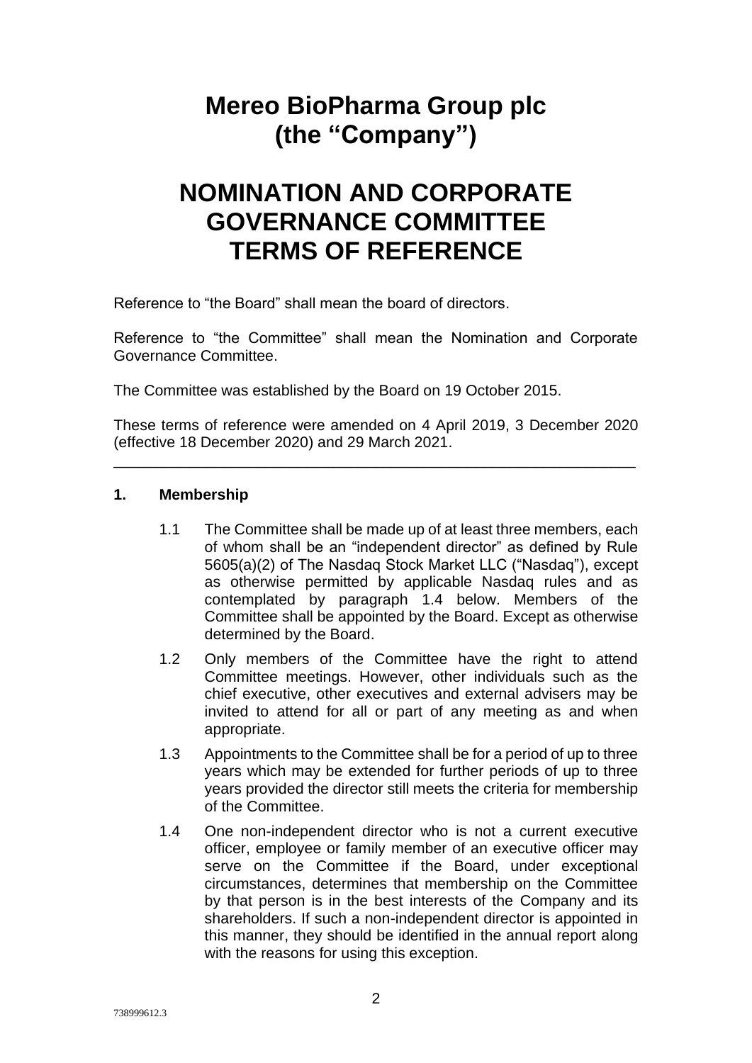# Mereo BioPharma Group plc
# (the "Company")

# NOMINATION AND CORPORATE GOVERNANCE COMMITTEE TERMS OF REFERENCE

Reference to "the Board" shall mean the board of directors.

Reference to "the Committee" shall mean the Nomination and Corporate Governance Committee.

The Committee was established by the Board on 19 October 2015.

These terms of reference were amended on 4 April 2019, 3 December 2020 (effective 18 December 2020) and 29 March 2021.

---

## 1. Membership

1.1 The Committee shall be made up of at least three members, each of whom shall be an "independent director" as defined by Rule 5605(a)(2) of The Nasdaq Stock Market LLC ("Nasdaq"), except as otherwise permitted by applicable Nasdaq rules and as contemplated by paragraph 1.4 below. Members of the Committee shall be appointed by the Board. Except as otherwise determined by the Board.

1.2 Only members of the Committee have the right to attend Committee meetings. However, other individuals such as the chief executive, other executives and external advisers may be invited to attend for all or part of any meeting as and when appropriate.

1.3 Appointments to the Committee shall be for a period of up to three years which may be extended for further periods of up to three years provided the director still meets the criteria for membership of the Committee.

1.4 One non-independent director who is not a current executive officer, employee or family member of an executive officer may serve on the Committee if the Board, under exceptional circumstances, determines that membership on the Committee by that person is in the best interests of the Company and its shareholders. If such a non-independent director is appointed in this manner, they should be identified in the annual report along with the reasons for using this exception.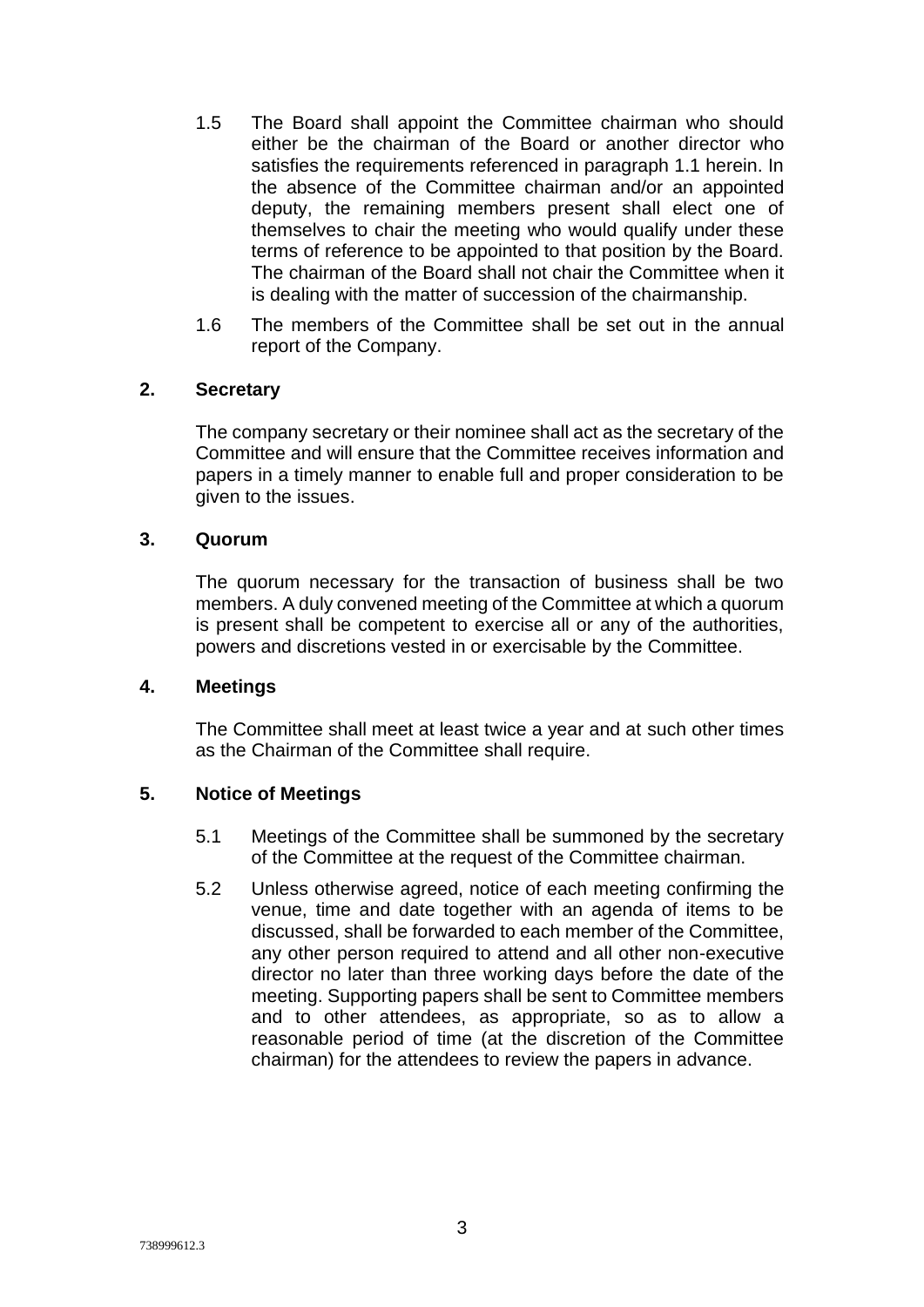1.5 The Board shall appoint the Committee chairman who should either be the chairman of the Board or another director who satisfies the requirements referenced in paragraph 1.1 herein. In the absence of the Committee chairman and/or an appointed deputy, the remaining members present shall elect one of themselves to chair the meeting who would qualify under these terms of reference to be appointed to that position by the Board. The chairman of the Board shall not chair the Committee when it is dealing with the matter of succession of the chairmanship.

1.6 The members of the Committee shall be set out in the annual report of the Company.

## 2. Secretary

The company secretary or their nominee shall act as the secretary of the Committee and will ensure that the Committee receives information and papers in a timely manner to enable full and proper consideration to be given to the issues.

## 3. Quorum

The quorum necessary for the transaction of business shall be two members. A duly convened meeting of the Committee at which a quorum is present shall be competent to exercise all or any of the authorities, powers and discretions vested in or exercisable by the Committee.

## 4. Meetings

The Committee shall meet at least twice a year and at such other times as the Chairman of the Committee shall require.

## 5. Notice of Meetings

5.1 Meetings of the Committee shall be summoned by the secretary of the Committee at the request of the Committee chairman.

5.2 Unless otherwise agreed, notice of each meeting confirming the venue, time and date together with an agenda of items to be discussed, shall be forwarded to each member of the Committee, any other person required to attend and all other non-executive director no later than three working days before the date of the meeting. Supporting papers shall be sent to Committee members and to other attendees, as appropriate, so as to allow a reasonable period of time (at the discretion of the Committee chairman) for the attendees to review the papers in advance.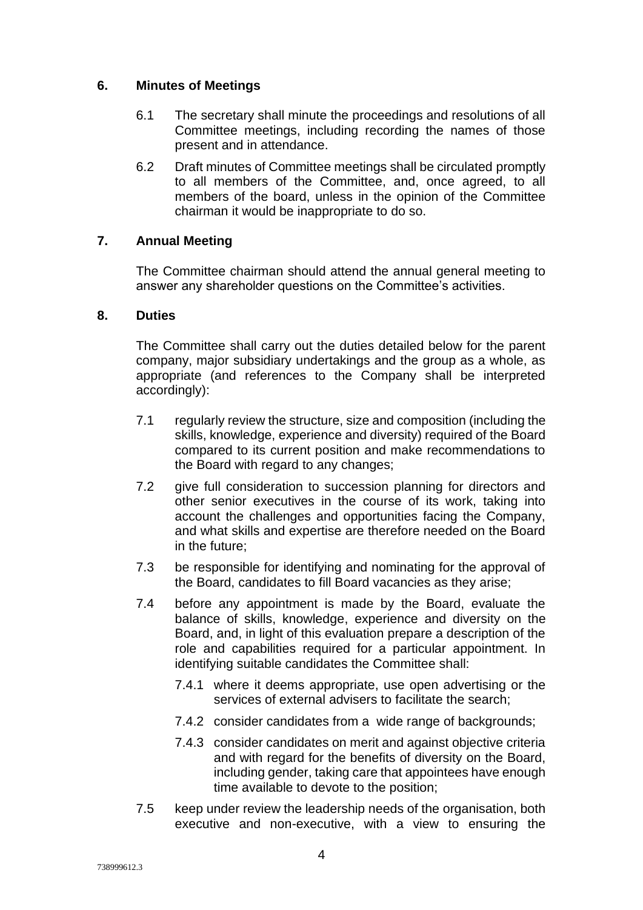## 6. Minutes of Meetings

6.1 The secretary shall minute the proceedings and resolutions of all Committee meetings, including recording the names of those present and in attendance.

6.2 Draft minutes of Committee meetings shall be circulated promptly to all members of the Committee, and, once agreed, to all members of the board, unless in the opinion of the Committee chairman it would be inappropriate to do so.

## 7. Annual Meeting

The Committee chairman should attend the annual general meeting to answer any shareholder questions on the Committee's activities.

## 8. Duties

The Committee shall carry out the duties detailed below for the parent company, major subsidiary undertakings and the group as a whole, as appropriate (and references to the Company shall be interpreted accordingly):

7.1 regularly review the structure, size and composition (including the skills, knowledge, experience and diversity) required of the Board compared to its current position and make recommendations to the Board with regard to any changes;

7.2 give full consideration to succession planning for directors and other senior executives in the course of its work, taking into account the challenges and opportunities facing the Company, and what skills and expertise are therefore needed on the Board in the future;

7.3 be responsible for identifying and nominating for the approval of the Board, candidates to fill Board vacancies as they arise;

7.4 before any appointment is made by the Board, evaluate the balance of skills, knowledge, experience and diversity on the Board, and, in light of this evaluation prepare a description of the role and capabilities required for a particular appointment. In identifying suitable candidates the Committee shall:

- 7.4.1 where it deems appropriate, use open advertising or the services of external advisers to facilitate the search;
- 7.4.2 consider candidates from a wide range of backgrounds;
- 7.4.3 consider candidates on merit and against objective criteria and with regard for the benefits of diversity on the Board, including gender, taking care that appointees have enough time available to devote to the position;

7.5 keep under review the leadership needs of the organisation, both executive and non-executive, with a view to ensuring the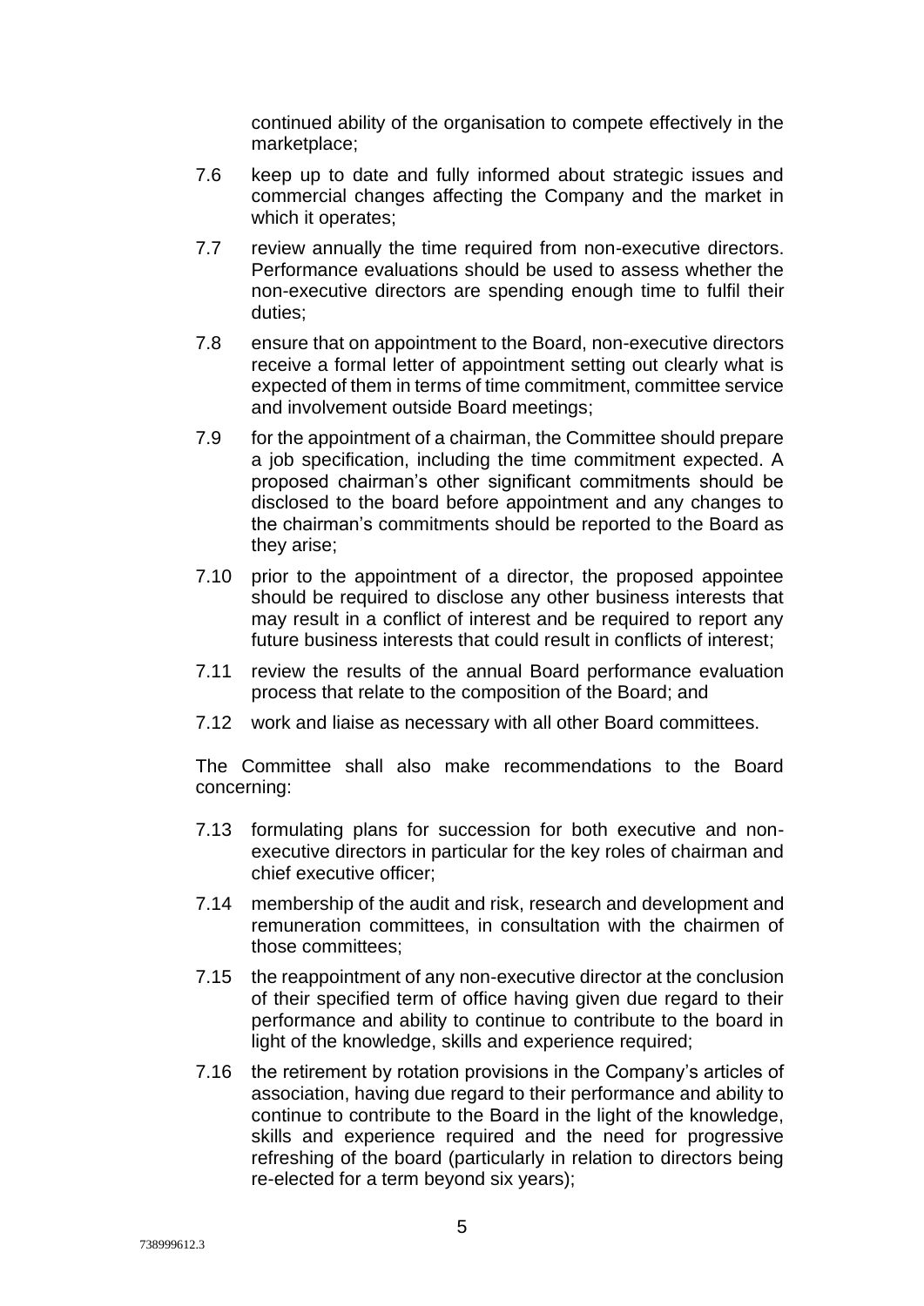continued ability of the organisation to compete effectively in the marketplace;

7.6 keep up to date and fully informed about strategic issues and commercial changes affecting the Company and the market in which it operates;

7.7 review annually the time required from non-executive directors. Performance evaluations should be used to assess whether the non-executive directors are spending enough time to fulfil their duties;

7.8 ensure that on appointment to the Board, non-executive directors receive a formal letter of appointment setting out clearly what is expected of them in terms of time commitment, committee service and involvement outside Board meetings;

7.9 for the appointment of a chairman, the Committee should prepare a job specification, including the time commitment expected. A proposed chairman's other significant commitments should be disclosed to the board before appointment and any changes to the chairman's commitments should be reported to the Board as they arise;

7.10 prior to the appointment of a director, the proposed appointee should be required to disclose any other business interests that may result in a conflict of interest and be required to report any future business interests that could result in conflicts of interest;

7.11 review the results of the annual Board performance evaluation process that relate to the composition of the Board; and

7.12 work and liaise as necessary with all other Board committees.

The Committee shall also make recommendations to the Board concerning:

7.13 formulating plans for succession for both executive and non-executive directors in particular for the key roles of chairman and chief executive officer;

7.14 membership of the audit and risk, research and development and remuneration committees, in consultation with the chairmen of those committees;

7.15 the reappointment of any non-executive director at the conclusion of their specified term of office having given due regard to their performance and ability to continue to contribute to the board in light of the knowledge, skills and experience required;

7.16 the retirement by rotation provisions in the Company's articles of association, having due regard to their performance and ability to continue to contribute to the Board in the light of the knowledge, skills and experience required and the need for progressive refreshing of the board (particularly in relation to directors being re-elected for a term beyond six years);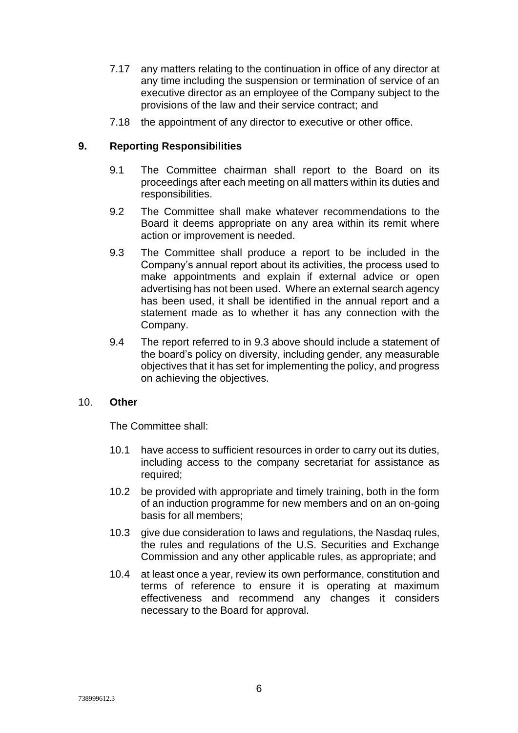7.17 any matters relating to the continuation in office of any director at any time including the suspension or termination of service of an executive director as an employee of the Company subject to the provisions of the law and their service contract; and

7.18 the appointment of any director to executive or other office.

## 9. Reporting Responsibilities

9.1 The Committee chairman shall report to the Board on its proceedings after each meeting on all matters within its duties and responsibilities.

9.2 The Committee shall make whatever recommendations to the Board it deems appropriate on any area within its remit where action or improvement is needed.

9.3 The Committee shall produce a report to be included in the Company's annual report about its activities, the process used to make appointments and explain if external advice or open advertising has not been used. Where an external search agency has been used, it shall be identified in the annual report and a statement made as to whether it has any connection with the Company.

9.4 The report referred to in 9.3 above should include a statement of the board's policy on diversity, including gender, any measurable objectives that it has set for implementing the policy, and progress on achieving the objectives.

## 10. Other

The Committee shall:

10.1 have access to sufficient resources in order to carry out its duties, including access to the company secretariat for assistance as required;

10.2 be provided with appropriate and timely training, both in the form of an induction programme for new members and on an on-going basis for all members;

10.3 give due consideration to laws and regulations, the Nasdaq rules, the rules and regulations of the U.S. Securities and Exchange Commission and any other applicable rules, as appropriate; and

10.4 at least once a year, review its own performance, constitution and terms of reference to ensure it is operating at maximum effectiveness and recommend any changes it considers necessary to the Board for approval.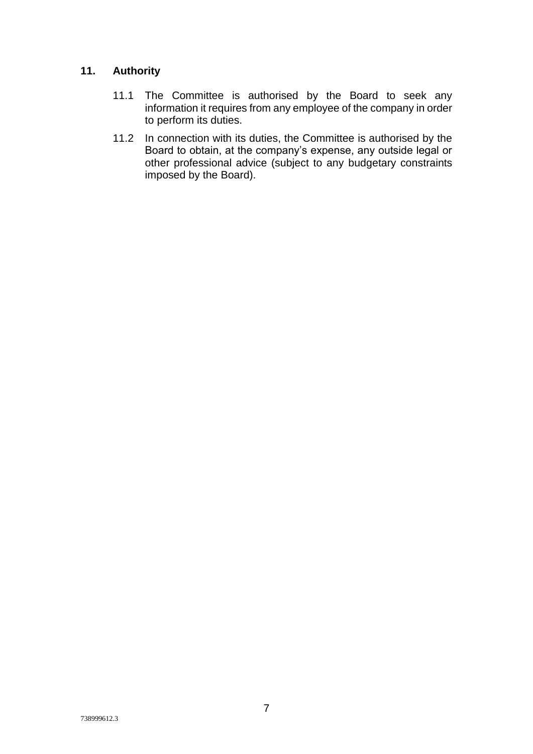## 11. Authority

11.1 The Committee is authorised by the Board to seek any information it requires from any employee of the company in order to perform its duties.

11.2 In connection with its duties, the Committee is authorised by the Board to obtain, at the company's expense, any outside legal or other professional advice (subject to any budgetary constraints imposed by the Board).